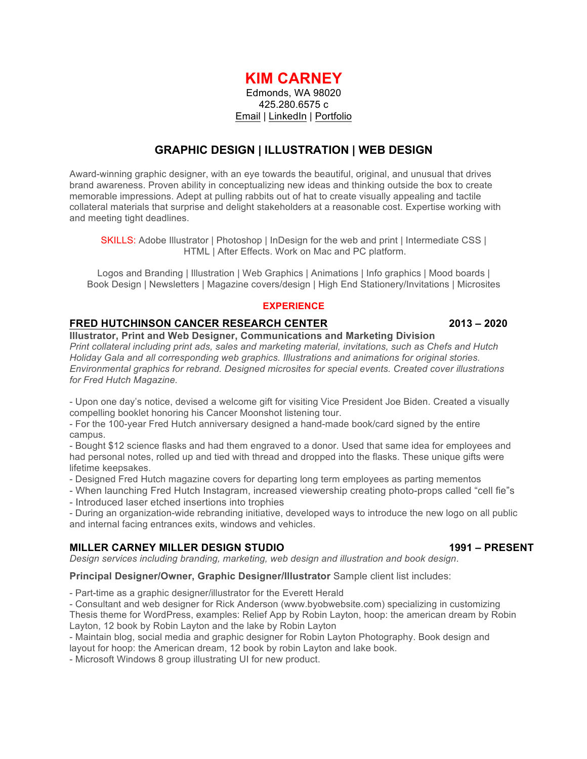# KIM CARNEY

Edmonds, WA 98020
425.280.6575 c
Email | LinkedIn | Portfolio

## GRAPHIC DESIGN | ILLUSTRATION | WEB DESIGN

Award-winning graphic designer, with an eye towards the beautiful, original, and unusual that drives brand awareness. Proven ability in conceptualizing new ideas and thinking outside the box to create memorable impressions. Adept at pulling rabbits out of hat to create visually appealing and tactile collateral materials that surprise and delight stakeholders at a reasonable cost. Expertise working with and meeting tight deadlines.

SKILLS: Adobe Illustrator | Photoshop | InDesign for the web and print | Intermediate CSS | HTML | After Effects. Work on Mac and PC platform.

Logos and Branding | Illustration | Web Graphics | Animations | Info graphics | Mood boards | Book Design | Newsletters | Magazine covers/design | High End Stationery/Invitations | Microsites

## EXPERIENCE

### FRED HUTCHINSON CANCER RESEARCH CENTER 2013 – 2020

**Illustrator, Print and Web Designer, Communications and Marketing Division**

*Print collateral including print ads, sales and marketing material, invitations, such as Chefs and Hutch Holiday Gala and all corresponding web graphics. Illustrations and animations for original stories. Environmental graphics for rebrand. Designed microsites for special events. Created cover illustrations for Fred Hutch Magazine.*

- Upon one day's notice, devised a welcome gift for visiting Vice President Joe Biden. Created a visually compelling booklet honoring his Cancer Moonshot listening tour.
- For the 100-year Fred Hutch anniversary designed a hand-made book/card signed by the entire campus.
- Bought $12 science flasks and had them engraved to a donor. Used that same idea for employees and had personal notes, rolled up and tied with thread and dropped into the flasks. These unique gifts were lifetime keepsakes.
- Designed Fred Hutch magazine covers for departing long term employees as parting mementos
- When launching Fred Hutch Instagram, increased viewership creating photo-props called "cell fie"s
- Introduced laser etched insertions into trophies
- During an organization-wide rebranding initiative, developed ways to introduce the new logo on all public and internal facing entrances exits, windows and vehicles.

### MILLER CARNEY MILLER DESIGN STUDIO 1991 – PRESENT

*Design services including branding, marketing, web design and illustration and book design*.

**Principal Designer/Owner, Graphic Designer/Illustrator** Sample client list includes:

- Part-time as a graphic designer/illustrator for the Everett Herald
- Consultant and web designer for Rick Anderson (www.byobwebsite.com) specializing in customizing Thesis theme for WordPress, examples: Relief App by Robin Layton, hoop: the american dream by Robin Layton, 12 book by Robin Layton and the lake by Robin Layton
- Maintain blog, social media and graphic designer for Robin Layton Photography. Book design and layout for hoop: the American dream, 12 book by robin Layton and lake book.
- Microsoft Windows 8 group illustrating UI for new product.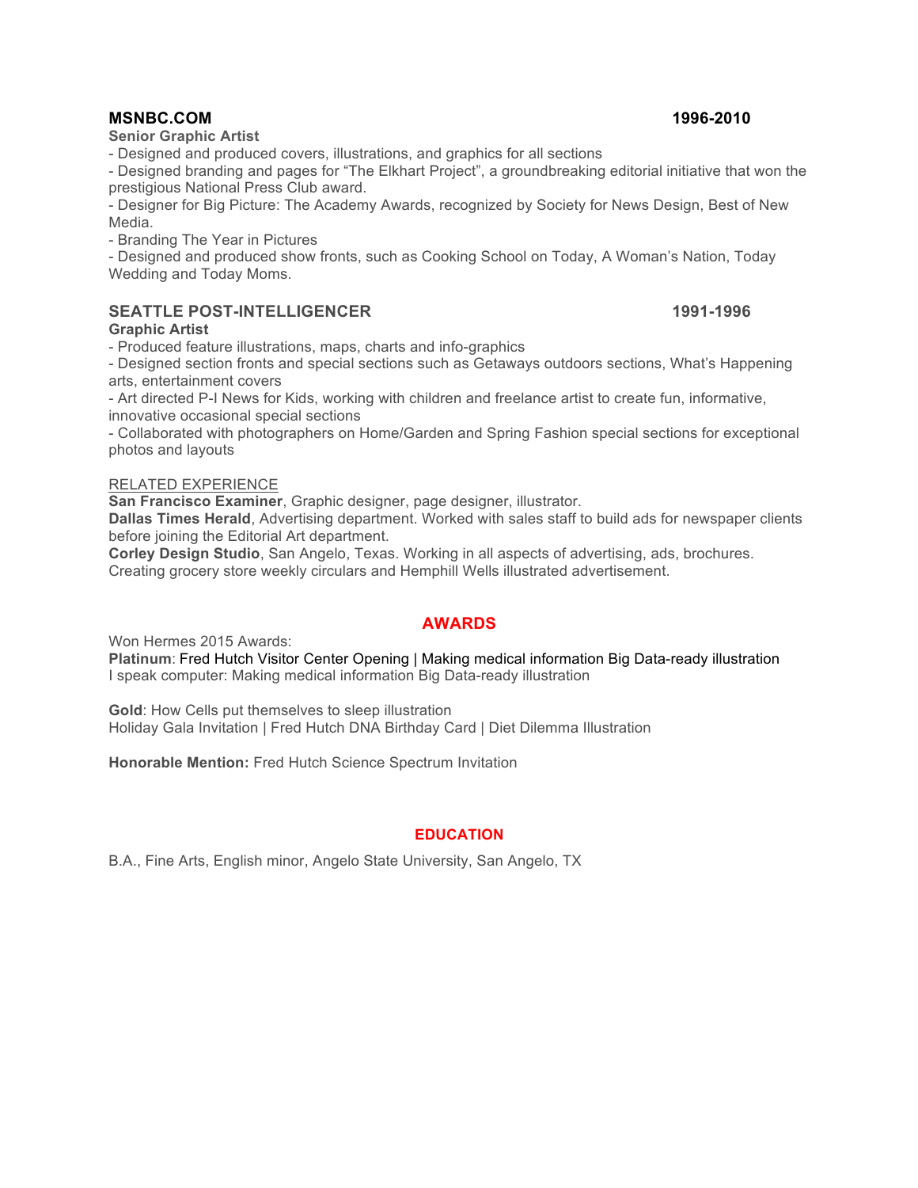**MSNBC.COM** **1996-2010**

**Senior Graphic Artist**

- Designed and produced covers, illustrations, and graphics for all sections
- Designed branding and pages for "The Elkhart Project", a groundbreaking editorial initiative that won the prestigious National Press Club award.
- Designer for Big Picture: The Academy Awards, recognized by Society for News Design, Best of New Media.
- Branding The Year in Pictures
- Designed and produced show fronts, such as Cooking School on Today, A Woman's Nation, Today Wedding and Today Moms.

**SEATTLE POST-INTELLIGENCER** **1991-1996**

**Graphic Artist**

- Produced feature illustrations, maps, charts and info-graphics
- Designed section fronts and special sections such as Getaways outdoors sections, What's Happening arts, entertainment covers
- Art directed P-I News for Kids, working with children and freelance artist to create fun, informative, innovative occasional special sections
- Collaborated with photographers on Home/Garden and Spring Fashion special sections for exceptional photos and layouts

RELATED EXPERIENCE

**San Francisco Examiner**, Graphic designer, page designer, illustrator.

**Dallas Times Herald**, Advertising department. Worked with sales staff to build ads for newspaper clients before joining the Editorial Art department.

**Corley Design Studio**, San Angelo, Texas. Working in all aspects of advertising, ads, brochures. Creating grocery store weekly circulars and Hemphill Wells illustrated advertisement.

## AWARDS

Won Hermes 2015 Awards:

**Platinum**: Fred Hutch Visitor Center Opening | Making medical information Big Data-ready illustration

I speak computer: Making medical information Big Data-ready illustration

**Gold**: How Cells put themselves to sleep illustration

Holiday Gala Invitation | Fred Hutch DNA Birthday Card | Diet Dilemma Illustration

**Honorable Mention:** Fred Hutch Science Spectrum Invitation

## EDUCATION

B.A., Fine Arts, English minor, Angelo State University, San Angelo, TX